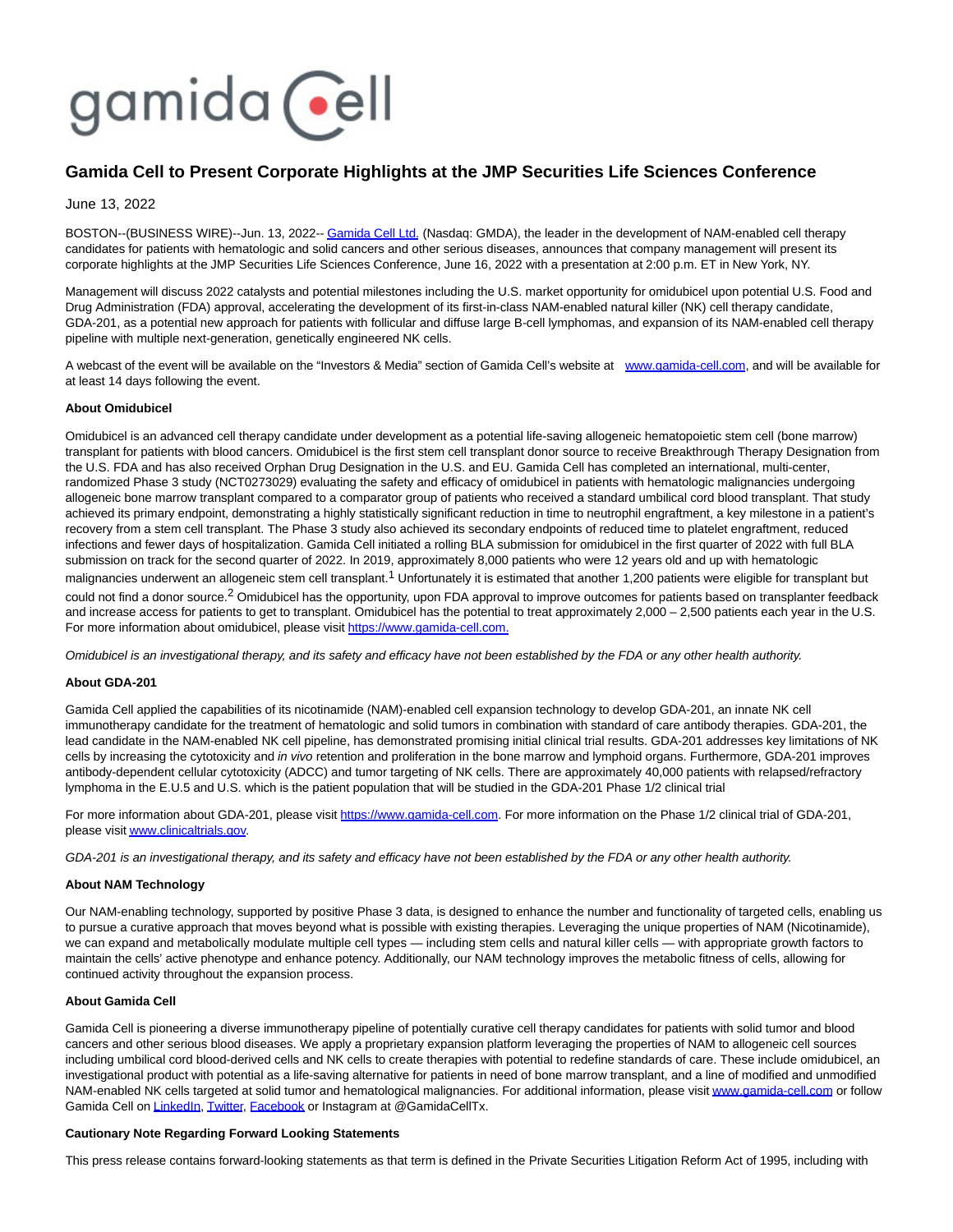# Gamida Cell to Present Corporate Highlights at the JMP Securities Life Sciences Conference

June 13, 2022

BOSTON--(BUSINESS WIRE)--Jun. 13, 2022-- Gamida Cell Ltd. (Nasdaq: GMDA), the leader in the development of NAM-enabled cell therapy candidates for patients with hematologic and solid cancers and other serious diseases, announces that company management will present its corporate highlights at the JMP Securities Life Sciences Conference, June 16, 2022 with a presentation at 2:00 p.m. ET in New York, NY.

Management will discuss 2022 catalysts and potential milestones including the U.S. market opportunity for omidubicel upon potential U.S. Food and Drug Administration (FDA) approval, accelerating the development of its first-in-class NAM-enabled natural killer (NK) cell therapy candidate, GDA-201, as a potential new approach for patients with follicular and diffuse large B-cell lymphomas, and expansion of its NAM-enabled cell therapy pipeline with multiple next-generation, genetically engineered NK cells.

A webcast of the event will be available on the "Investors & Media" section of Gamida Cell's website at www.gamida-cell.com, and will be available for at least 14 days following the event.

**About Omidubicel**

Omidubicel is an advanced cell therapy candidate under development as a potential life-saving allogeneic hematopoietic stem cell (bone marrow) transplant for patients with blood cancers. Omidubicel is the first stem cell transplant donor source to receive Breakthrough Therapy Designation from the U.S. FDA and has also received Orphan Drug Designation in the U.S. and EU. Gamida Cell has completed an international, multi-center, randomized Phase 3 study (NCT0273029) evaluating the safety and efficacy of omidubicel in patients with hematologic malignancies undergoing allogeneic bone marrow transplant compared to a comparator group of patients who received a standard umbilical cord blood transplant. That study achieved its primary endpoint, demonstrating a highly statistically significant reduction in time to neutrophil engraftment, a key milestone in a patient's recovery from a stem cell transplant. The Phase 3 study also achieved its secondary endpoints of reduced time to platelet engraftment, reduced infections and fewer days of hospitalization. Gamida Cell initiated a rolling BLA submission for omidubicel in the first quarter of 2022 with full BLA submission on track for the second quarter of 2022. In 2019, approximately 8,000 patients who were 12 years old and up with hematologic malignancies underwent an allogeneic stem cell transplant.[1] Unfortunately it is estimated that another 1,200 patients were eligible for transplant but could not find a donor source.[2] Omidubicel has the opportunity, upon FDA approval to improve outcomes for patients based on transplanter feedback and increase access for patients to get to transplant. Omidubicel has the potential to treat approximately 2,000 – 2,500 patients each year in the U.S. For more information about omidubicel, please visit https://www.gamida-cell.com.

*Omidubicel is an investigational therapy, and its safety and efficacy have not been established by the FDA or any other health authority.*

**About GDA-201**

Gamida Cell applied the capabilities of its nicotinamide (NAM)-enabled cell expansion technology to develop GDA-201, an innate NK cell immunotherapy candidate for the treatment of hematologic and solid tumors in combination with standard of care antibody therapies. GDA-201, the lead candidate in the NAM-enabled NK cell pipeline, has demonstrated promising initial clinical trial results. GDA-201 addresses key limitations of NK cells by increasing the cytotoxicity and *in vivo* retention and proliferation in the bone marrow and lymphoid organs. Furthermore, GDA-201 improves antibody-dependent cellular cytotoxicity (ADCC) and tumor targeting of NK cells. There are approximately 40,000 patients with relapsed/refractory lymphoma in the E.U.5 and U.S. which is the patient population that will be studied in the GDA-201 Phase 1/2 clinical trial

For more information about GDA-201, please visit https://www.gamida-cell.com. For more information on the Phase 1/2 clinical trial of GDA-201, please visit www.clinicaltrials.gov.

*GDA-201 is an investigational therapy, and its safety and efficacy have not been established by the FDA or any other health authority.*

**About NAM Technology**

Our NAM-enabling technology, supported by positive Phase 3 data, is designed to enhance the number and functionality of targeted cells, enabling us to pursue a curative approach that moves beyond what is possible with existing therapies. Leveraging the unique properties of NAM (Nicotinamide), we can expand and metabolically modulate multiple cell types — including stem cells and natural killer cells — with appropriate growth factors to maintain the cells' active phenotype and enhance potency. Additionally, our NAM technology improves the metabolic fitness of cells, allowing for continued activity throughout the expansion process.

**About Gamida Cell**

Gamida Cell is pioneering a diverse immunotherapy pipeline of potentially curative cell therapy candidates for patients with solid tumor and blood cancers and other serious blood diseases. We apply a proprietary expansion platform leveraging the properties of NAM to allogeneic cell sources including umbilical cord blood-derived cells and NK cells to create therapies with potential to redefine standards of care. These include omidubicel, an investigational product with potential as a life-saving alternative for patients in need of bone marrow transplant, and a line of modified and unmodified NAM-enabled NK cells targeted at solid tumor and hematological malignancies. For additional information, please visit www.gamida-cell.com or follow Gamida Cell on LinkedIn, Twitter, Facebook or Instagram at @GamidaCellTx.

**Cautionary Note Regarding Forward Looking Statements**

This press release contains forward-looking statements as that term is defined in the Private Securities Litigation Reform Act of 1995, including with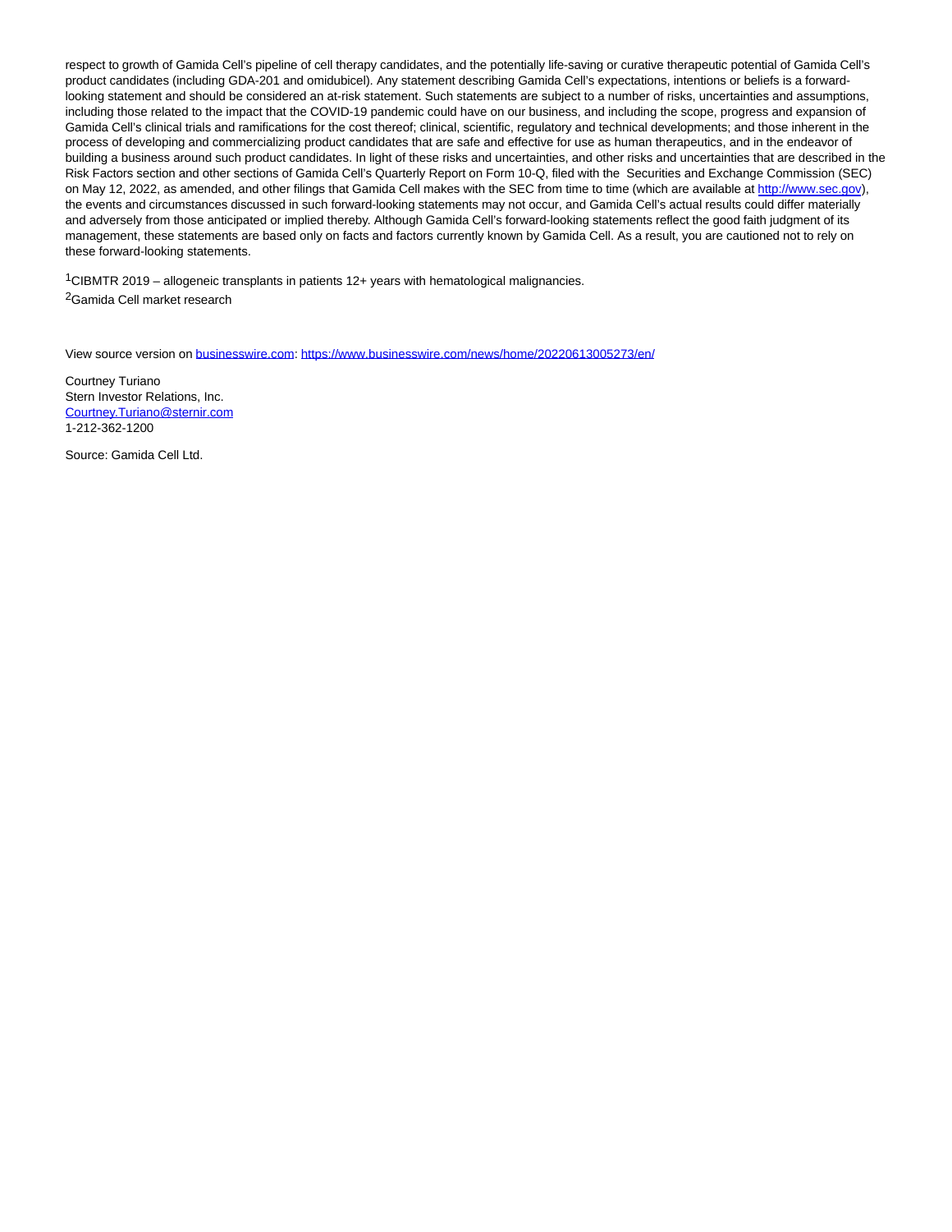respect to growth of Gamida Cell's pipeline of cell therapy candidates, and the potentially life-saving or curative therapeutic potential of Gamida Cell's product candidates (including GDA-201 and omidubicel). Any statement describing Gamida Cell's expectations, intentions or beliefs is a forward-looking statement and should be considered an at-risk statement. Such statements are subject to a number of risks, uncertainties and assumptions, including those related to the impact that the COVID-19 pandemic could have on our business, and including the scope, progress and expansion of Gamida Cell's clinical trials and ramifications for the cost thereof; clinical, scientific, regulatory and technical developments; and those inherent in the process of developing and commercializing product candidates that are safe and effective for use as human therapeutics, and in the endeavor of building a business around such product candidates. In light of these risks and uncertainties, and other risks and uncertainties that are described in the Risk Factors section and other sections of Gamida Cell's Quarterly Report on Form 10-Q, filed with the Securities and Exchange Commission (SEC) on May 12, 2022, as amended, and other filings that Gamida Cell makes with the SEC from time to time (which are available at http://www.sec.gov), the events and circumstances discussed in such forward-looking statements may not occur, and Gamida Cell's actual results could differ materially and adversely from those anticipated or implied thereby. Although Gamida Cell's forward-looking statements reflect the good faith judgment of its management, these statements are based only on facts and factors currently known by Gamida Cell. As a result, you are cautioned not to rely on these forward-looking statements.

[1]CIBMTR 2019 – allogeneic transplants in patients 12+ years with hematological malignancies.

[2]Gamida Cell market research

View source version on businesswire.com: https://www.businesswire.com/news/home/20220613005273/en/

Courtney Turiano
Stern Investor Relations, Inc.
Courtney.Turiano@sternir.com
1-212-362-1200

Source: Gamida Cell Ltd.